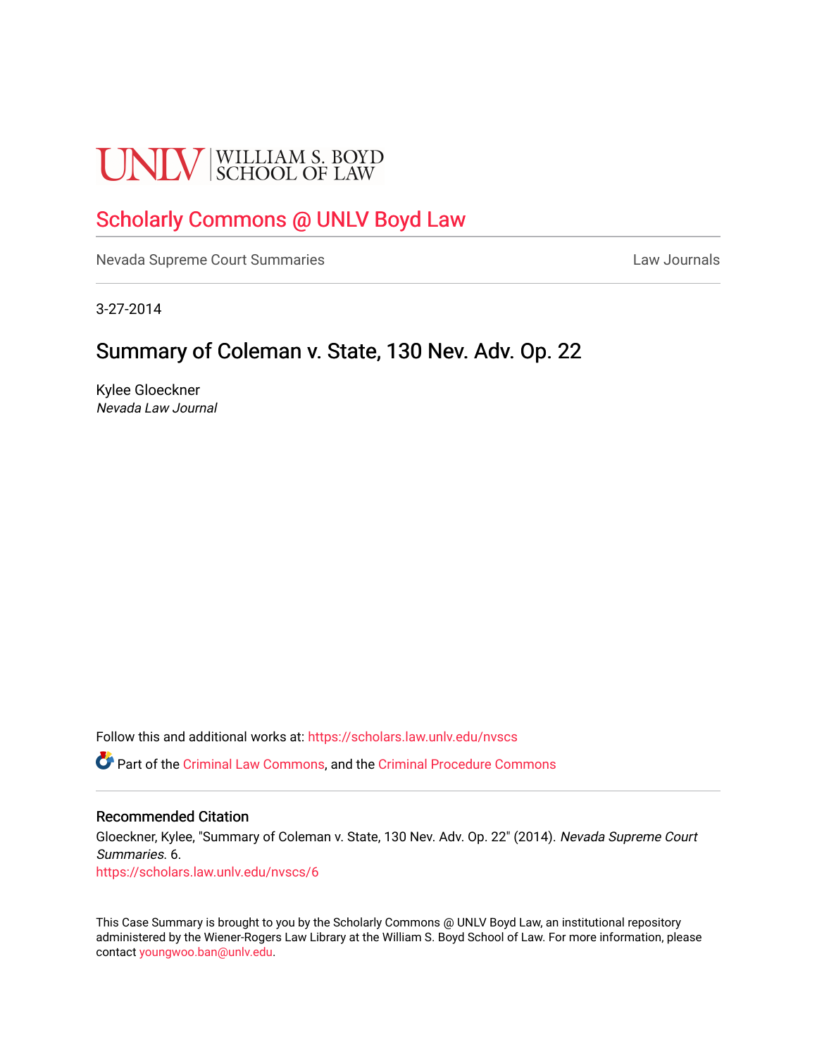UNLV | WILLIAM S. BOYD SCHOOL OF LAW

# Scholarly Commons @ UNLV Boyd Law

Nevada Supreme Court Summaries

Law Journals

3-27-2014

## Summary of Coleman v. State, 130 Nev. Adv. Op. 22

Kylee Gloeckner
*Nevada Law Journal*

Follow this and additional works at: https://scholars.law.unlv.edu/nvscs

Part of the Criminal Law Commons, and the Criminal Procedure Commons

### Recommended Citation

Gloeckner, Kylee, "Summary of Coleman v. State, 130 Nev. Adv. Op. 22" (2014). *Nevada Supreme Court Summaries*. 6.
https://scholars.law.unlv.edu/nvscs/6

This Case Summary is brought to you by the Scholarly Commons @ UNLV Boyd Law, an institutional repository administered by the Wiener-Rogers Law Library at the William S. Boyd School of Law. For more information, please contact youngwoo.ban@unlv.edu.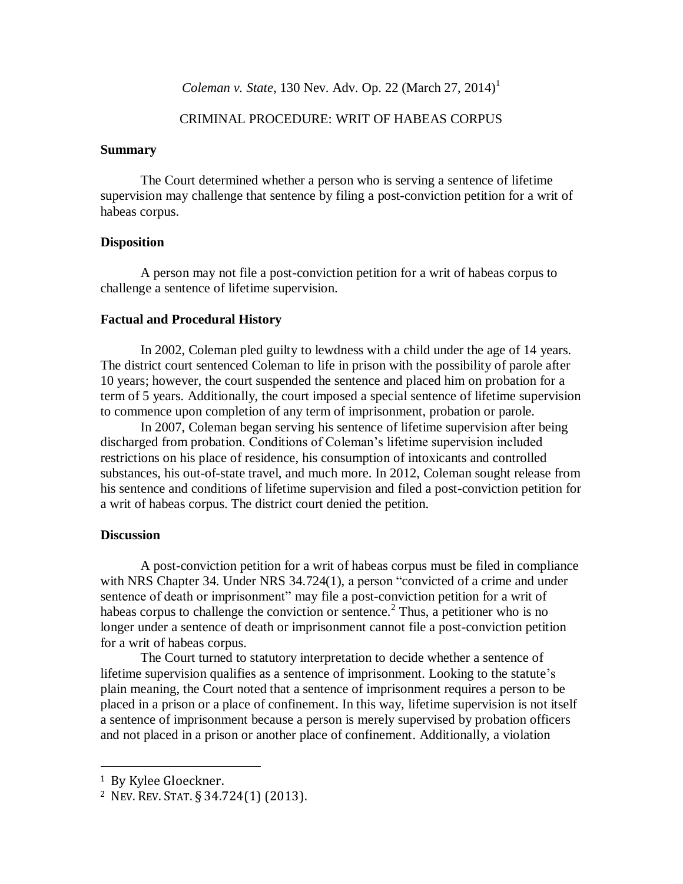*Coleman v. State*, 130 Nev. Adv. Op. 22 (March 27, 2014)[1]

CRIMINAL PROCEDURE: WRIT OF HABEAS CORPUS

**Summary**

The Court determined whether a person who is serving a sentence of lifetime supervision may challenge that sentence by filing a post-conviction petition for a writ of habeas corpus.

**Disposition**

A person may not file a post-conviction petition for a writ of habeas corpus to challenge a sentence of lifetime supervision.

**Factual and Procedural History**

In 2002, Coleman pled guilty to lewdness with a child under the age of 14 years. The district court sentenced Coleman to life in prison with the possibility of parole after 10 years; however, the court suspended the sentence and placed him on probation for a term of 5 years. Additionally, the court imposed a special sentence of lifetime supervision to commence upon completion of any term of imprisonment, probation or parole.

In 2007, Coleman began serving his sentence of lifetime supervision after being discharged from probation. Conditions of Coleman's lifetime supervision included restrictions on his place of residence, his consumption of intoxicants and controlled substances, his out-of-state travel, and much more. In 2012, Coleman sought release from his sentence and conditions of lifetime supervision and filed a post-conviction petition for a writ of habeas corpus. The district court denied the petition.

**Discussion**

A post-conviction petition for a writ of habeas corpus must be filed in compliance with NRS Chapter 34. Under NRS 34.724(1), a person "convicted of a crime and under sentence of death or imprisonment" may file a post-conviction petition for a writ of habeas corpus to challenge the conviction or sentence.[2] Thus, a petitioner who is no longer under a sentence of death or imprisonment cannot file a post-conviction petition for a writ of habeas corpus.

The Court turned to statutory interpretation to decide whether a sentence of lifetime supervision qualifies as a sentence of imprisonment. Looking to the statute's plain meaning, the Court noted that a sentence of imprisonment requires a person to be placed in a prison or a place of confinement. In this way, lifetime supervision is not itself a sentence of imprisonment because a person is merely supervised by probation officers and not placed in a prison or another place of confinement. Additionally, a violation

---

[1] By Kylee Gloeckner.

[2] NEV. REV. STAT. § 34.724(1) (2013).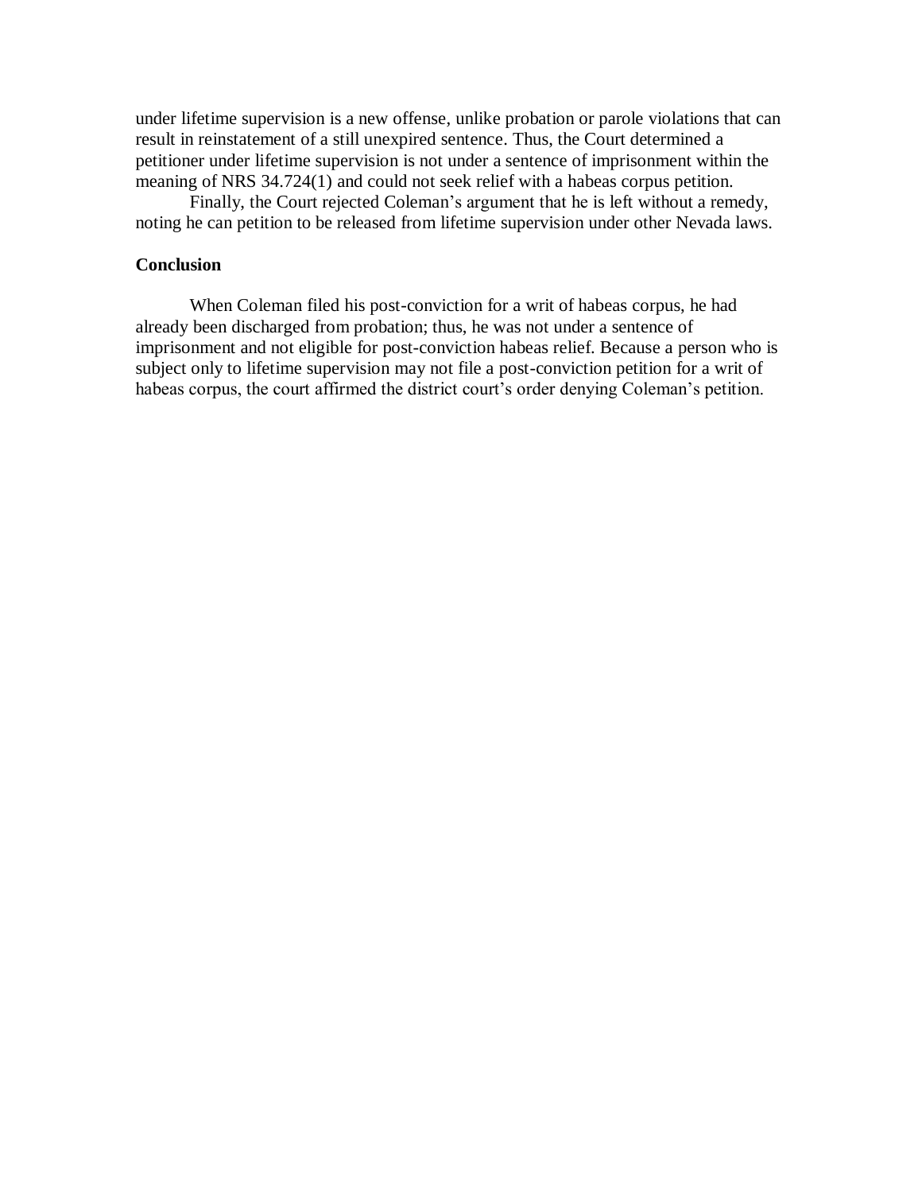under lifetime supervision is a new offense, unlike probation or parole violations that can result in reinstatement of a still unexpired sentence. Thus, the Court determined a petitioner under lifetime supervision is not under a sentence of imprisonment within the meaning of NRS 34.724(1) and could not seek relief with a habeas corpus petition.

Finally, the Court rejected Coleman's argument that he is left without a remedy, noting he can petition to be released from lifetime supervision under other Nevada laws.

**Conclusion**

When Coleman filed his post-conviction for a writ of habeas corpus, he had already been discharged from probation; thus, he was not under a sentence of imprisonment and not eligible for post-conviction habeas relief. Because a person who is subject only to lifetime supervision may not file a post-conviction petition for a writ of habeas corpus, the court affirmed the district court's order denying Coleman's petition.